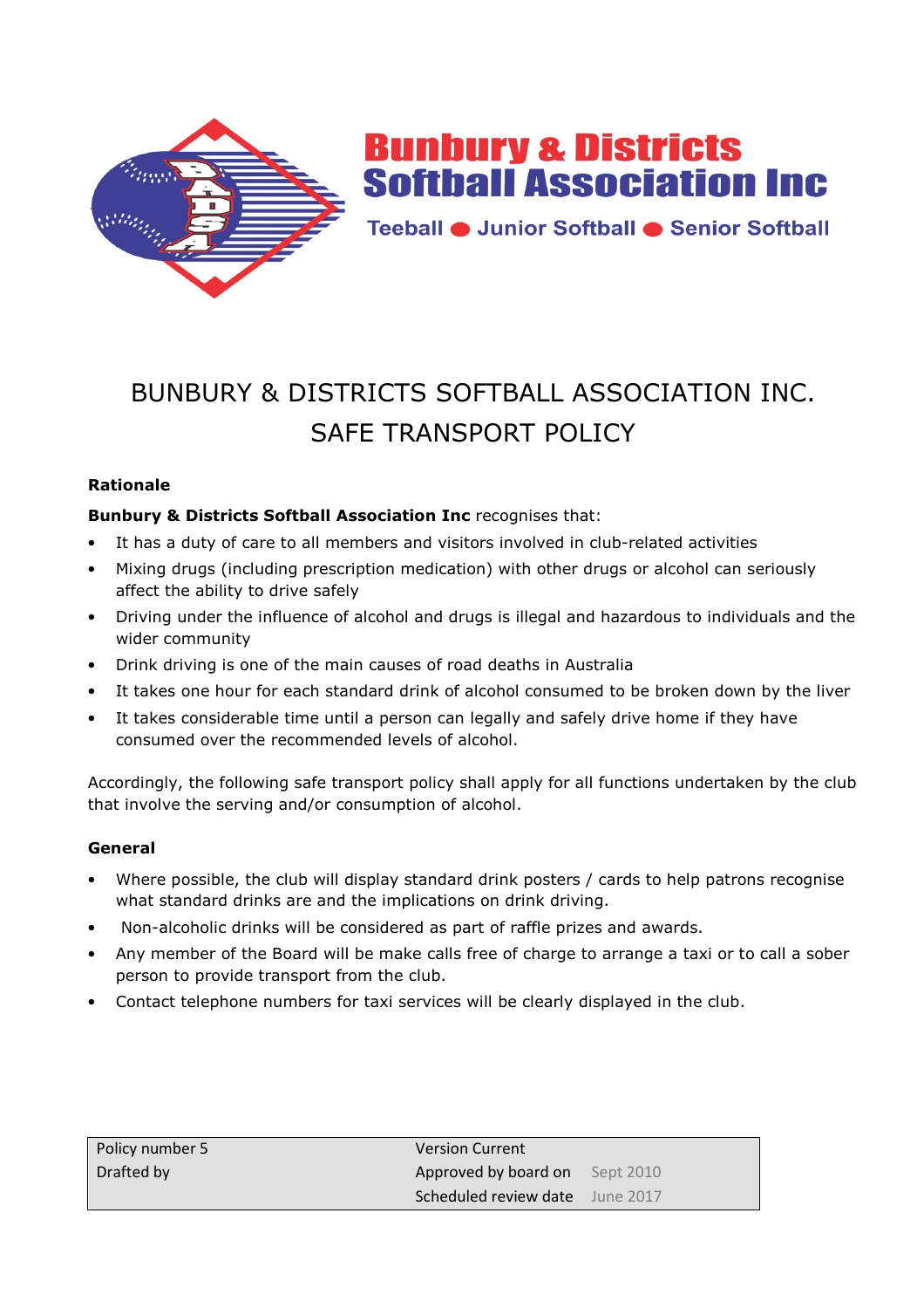**Bunbury & Districts Softball Association Inc**

Teeball ● Junior Softball ● Senior Softball

# BUNBURY & DISTRICTS SOFTBALL ASSOCIATION INC.
# SAFE TRANSPORT POLICY

**Rationale**

**Bunbury & Districts Softball Association Inc** recognises that:

- It has a duty of care to all members and visitors involved in club-related activities
- Mixing drugs (including prescription medication) with other drugs or alcohol can seriously affect the ability to drive safely
- Driving under the influence of alcohol and drugs is illegal and hazardous to individuals and the wider community
- Drink driving is one of the main causes of road deaths in Australia
- It takes one hour for each standard drink of alcohol consumed to be broken down by the liver
- It takes considerable time until a person can legally and safely drive home if they have consumed over the recommended levels of alcohol.

Accordingly, the following safe transport policy shall apply for all functions undertaken by the club that involve the serving and/or consumption of alcohol.

**General**

- Where possible, the club will display standard drink posters / cards to help patrons recognise what standard drinks are and the implications on drink driving.
- Non-alcoholic drinks will be considered as part of raffle prizes and awards.
- Any member of the Board will be make calls free of charge to arrange a taxi or to call a sober person to provide transport from the club.
- Contact telephone numbers for taxi services will be clearly displayed in the club.

| Policy number 5 | Version Current | |
|---|---|---|
| Drafted by | Approved by board on | Sept 2010 |
| | Scheduled review date | June 2017 |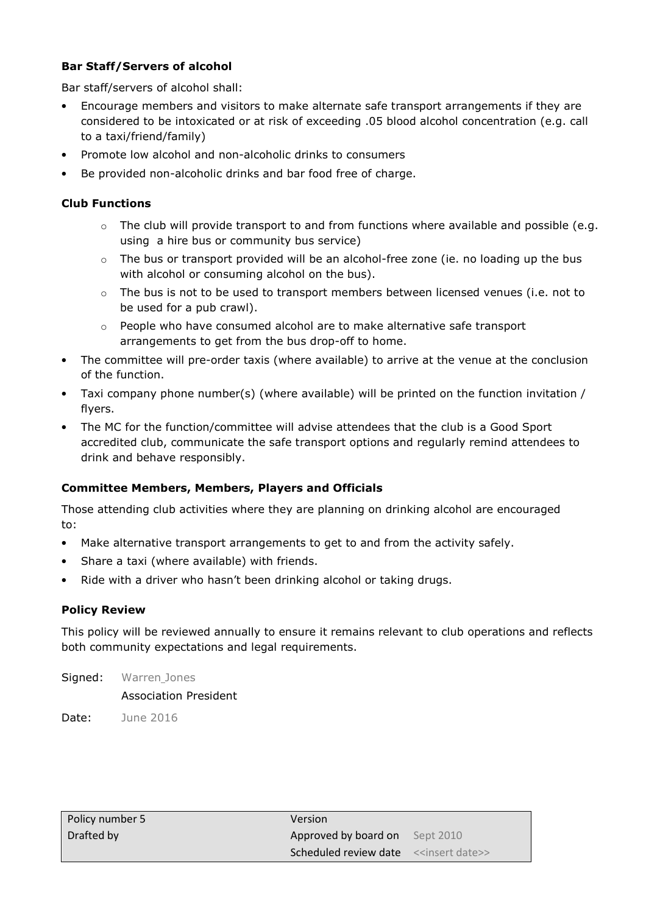**Bar Staff/Servers of alcohol**

Bar staff/servers of alcohol shall:

- Encourage members and visitors to make alternate safe transport arrangements if they are considered to be intoxicated or at risk of exceeding .05 blood alcohol concentration (e.g. call to a taxi/friend/family)
- Promote low alcohol and non-alcoholic drinks to consumers
- Be provided non-alcoholic drinks and bar food free of charge.

**Club Functions**

- The club will provide transport to and from functions where available and possible (e.g. using a hire bus or community bus service)
  - The bus or transport provided will be an alcohol-free zone (ie. no loading up the bus with alcohol or consuming alcohol on the bus).
  - The bus is not to be used to transport members between licensed venues (i.e. not to be used for a pub crawl).
  - People who have consumed alcohol are to make alternative safe transport arrangements to get from the bus drop-off to home.
- The committee will pre-order taxis (where available) to arrive at the venue at the conclusion of the function.
- Taxi company phone number(s) (where available) will be printed on the function invitation / flyers.
- The MC for the function/committee will advise attendees that the club is a Good Sport accredited club, communicate the safe transport options and regularly remind attendees to drink and behave responsibly.

**Committee Members, Members, Players and Officials**

Those attending club activities where they are planning on drinking alcohol are encouraged to:

- Make alternative transport arrangements to get to and from the activity safely.
- Share a taxi (where available) with friends.
- Ride with a driver who hasn't been drinking alcohol or taking drugs.

**Policy Review**

This policy will be reviewed annually to ensure it remains relevant to club operations and reflects both community expectations and legal requirements.

Signed: Warren_Jones

Association President

Date: June 2016

| | | |
|---|---|---|
| Policy number 5 | Version | |
| Drafted by | Approved by board on | Sept 2010 |
| | Scheduled review date | <<insert date>> |